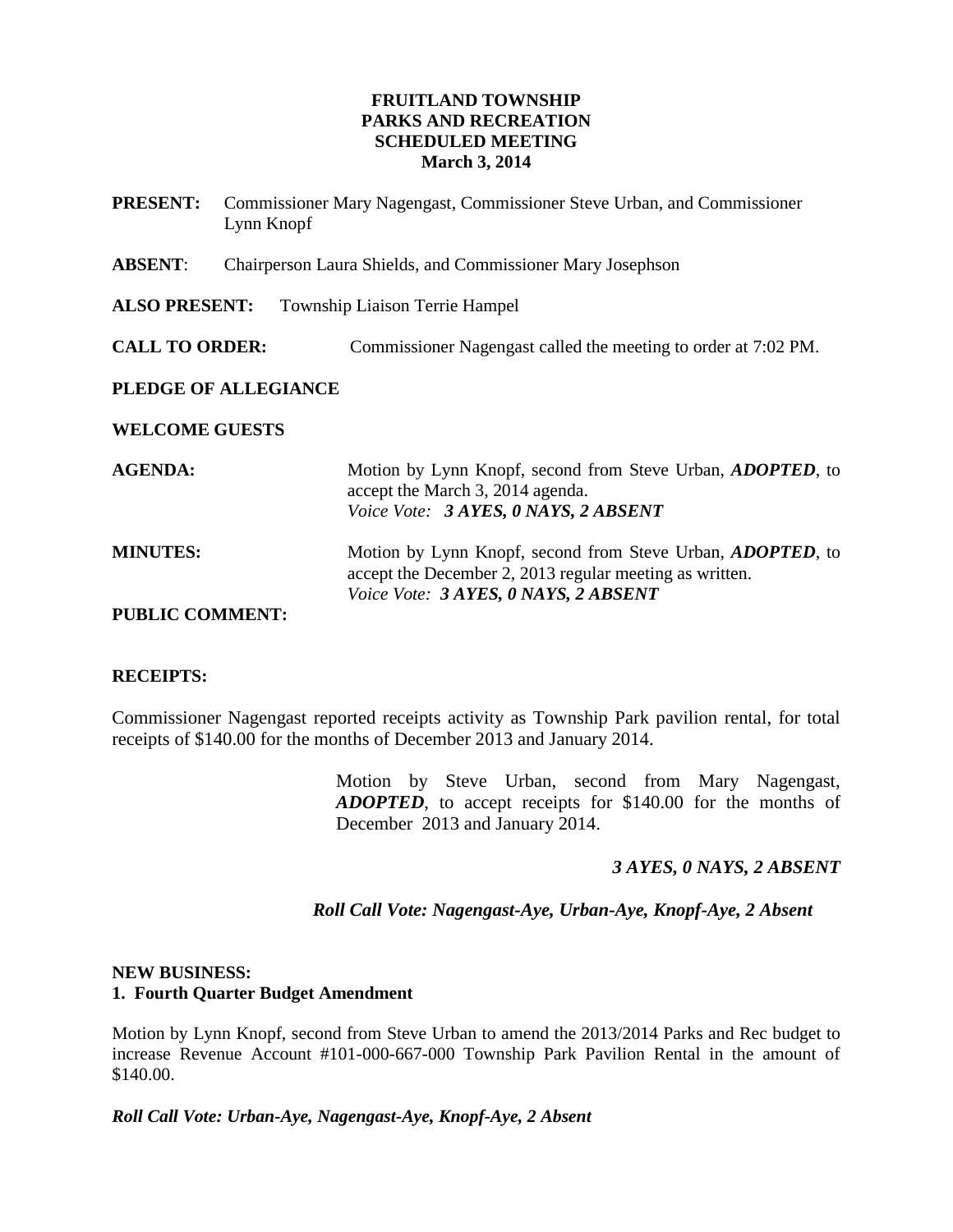**FRUITLAND TOWNSHIP**
**PARKS AND RECREATION**
**SCHEDULED MEETING**
**March 3, 2014**

**PRESENT:** Commissioner Mary Nagengast, Commissioner Steve Urban, and Commissioner Lynn Knopf

**ABSENT**: Chairperson Laura Shields, and Commissioner Mary Josephson

**ALSO PRESENT:** Township Liaison Terrie Hampel

**CALL TO ORDER:** Commissioner Nagengast called the meeting to order at 7:02 PM.

**PLEDGE OF ALLEGIANCE**

**WELCOME GUESTS**

**AGENDA:** Motion by Lynn Knopf, second from Steve Urban, ***ADOPTED***, to accept the March 3, 2014 agenda.
*Voice Vote:* ***3 AYES, 0 NAYS, 2 ABSENT***

**MINUTES:** Motion by Lynn Knopf, second from Steve Urban, ***ADOPTED***, to accept the December 2, 2013 regular meeting as written.
*Voice Vote:* ***3 AYES, 0 NAYS, 2 ABSENT***

**PUBLIC COMMENT:**

**RECEIPTS:**

Commissioner Nagengast reported receipts activity as Township Park pavilion rental, for total receipts of $140.00 for the months of December 2013 and January 2014.

Motion by Steve Urban, second from Mary Nagengast, ***ADOPTED***, to accept receipts for $140.00 for the months of December 2013 and January 2014.

***3 AYES, 0 NAYS, 2 ABSENT***

***Roll Call Vote: Nagengast-Aye, Urban-Aye, Knopf-Aye, 2 Absent***

**NEW BUSINESS:**
**1. Fourth Quarter Budget Amendment**

Motion by Lynn Knopf, second from Steve Urban to amend the 2013/2014 Parks and Rec budget to increase Revenue Account #101-000-667-000 Township Park Pavilion Rental in the amount of $140.00.

***Roll Call Vote: Urban-Aye, Nagengast-Aye, Knopf-Aye, 2 Absent***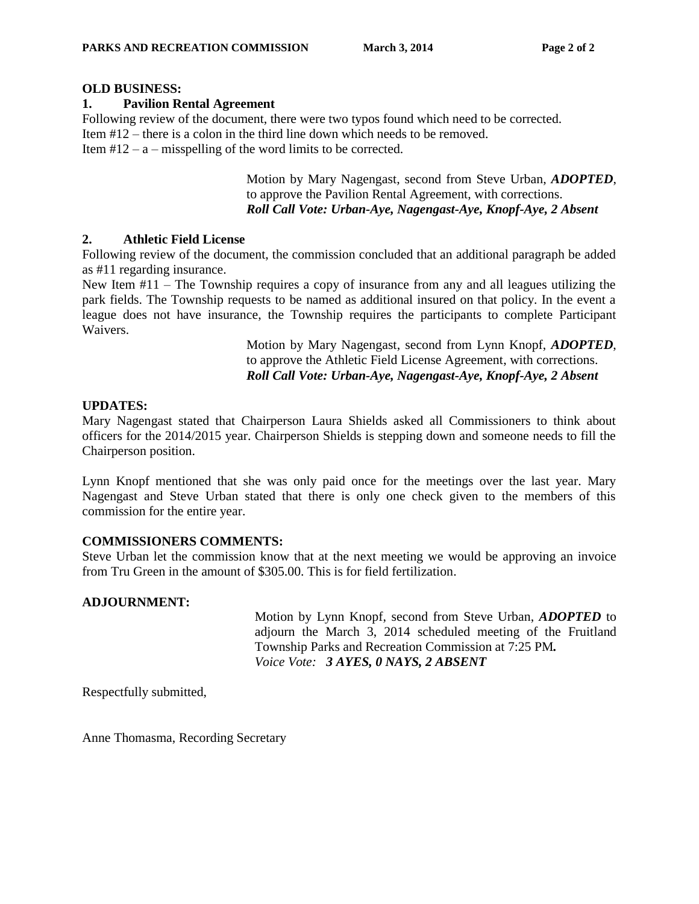**OLD BUSINESS:**

**1. Pavilion Rental Agreement**

Following review of the document, there were two typos found which need to be corrected.
Item #12 – there is a colon in the third line down which needs to be removed.
Item #12 – a – misspelling of the word limits to be corrected.

> Motion by Mary Nagengast, second from Steve Urban, ***ADOPTED***, to approve the Pavilion Rental Agreement, with corrections.
> ***Roll Call Vote: Urban-Aye, Nagengast-Aye, Knopf-Aye, 2 Absent***

**2. Athletic Field License**

Following review of the document, the commission concluded that an additional paragraph be added as #11 regarding insurance.

New Item #11 – The Township requires a copy of insurance from any and all leagues utilizing the park fields. The Township requests to be named as additional insured on that policy. In the event a league does not have insurance, the Township requires the participants to complete Participant Waivers.

> Motion by Mary Nagengast, second from Lynn Knopf, ***ADOPTED***, to approve the Athletic Field License Agreement, with corrections.
> ***Roll Call Vote: Urban-Aye, Nagengast-Aye, Knopf-Aye, 2 Absent***

**UPDATES:**

Mary Nagengast stated that Chairperson Laura Shields asked all Commissioners to think about officers for the 2014/2015 year. Chairperson Shields is stepping down and someone needs to fill the Chairperson position.

Lynn Knopf mentioned that she was only paid once for the meetings over the last year. Mary Nagengast and Steve Urban stated that there is only one check given to the members of this commission for the entire year.

**COMMISSIONERS COMMENTS:**

Steve Urban let the commission know that at the next meeting we would be approving an invoice from Tru Green in the amount of $305.00. This is for field fertilization.

**ADJOURNMENT:**

> Motion by Lynn Knopf, second from Steve Urban, ***ADOPTED*** to adjourn the March 3, 2014 scheduled meeting of the Fruitland Township Parks and Recreation Commission at 7:25 PM**.**
> *Voice Vote:* ***3 AYES, 0 NAYS, 2 ABSENT***

Respectfully submitted,

Anne Thomasma, Recording Secretary